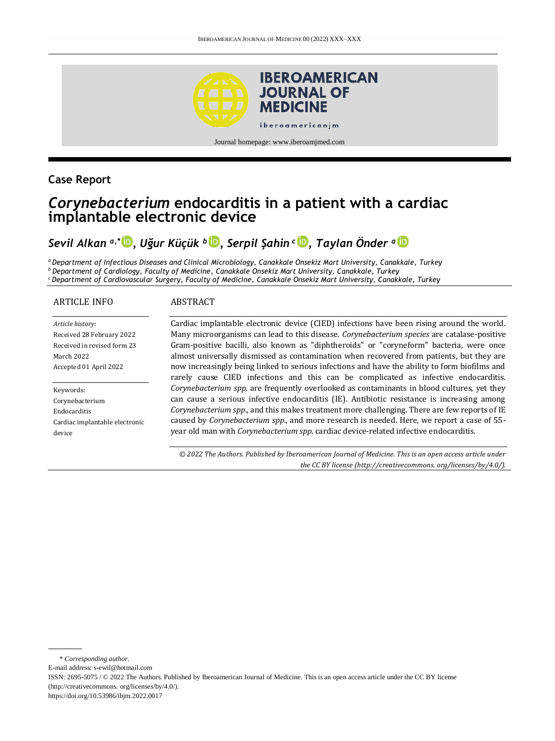Case Report

# *Corynebacterium* endocarditis in a patient with a cardiac implantable electronic device

*Sevil Alkan* [a,*], *Uğur Küçük* [b], *Serpil Şahin* [c], *Taylan Önder* [a]

[a] *Department of Infectious Diseases and Clinical Microbiology, Canakkale Onsekiz Mart University, Canakkale, Turkey*
[b] *Department of Cardiology, Faculty of Medicine, Canakkale Onsekiz Mart University, Canakkale, Turkey*
[c] *Department of Cardiovascular Surgery, Faculty of Medicine, Canakkale Onsekiz Mart University, Canakkale, Turkey*

## ARTICLE INFO

*Article history:*
Received 28 February 2022
Received in revised form 23 March 2022
Accepted 01 April 2022

Keywords:
Corynebacterium
Endocarditis
Cardiac implantable electronic device

## ABSTRACT

Cardiac implantable electronic device (CIED) infections have been rising around the world. Many microorganisms can lead to this disease. *Corynebacterium species* are catalase-positive Gram-positive bacilli, also known as "diphtheroids" or "coryneform" bacteria, were once almost universally dismissed as contamination when recovered from patients, but they are now increasingly being linked to serious infections and have the ability to form biofilms and rarely cause CIED infections and this can be complicated as infective endocarditis. *Corynebacterium spp.* are frequently overlooked as contaminants in blood cultures, yet they can cause a serious infective endocarditis (IE). Antibiotic resistance is increasing among *Corynebacterium spp.*, and this makes treatment more challenging. There are few reports of IE caused by *Corynebacterium spp.*, and more research is needed. Here, we report a case of 55-year old man with *Corynebacterium spp.* cardiac device-related infective endocarditis.

*© 2022 The Authors. Published by Iberoamerican Journal of Medicine. This is an open access article under the CC BY license (http://creativecommons. org/licenses/by/4.0/).*

\* *Corresponding author.*
E-mail address: s-ewil@hotmail.com
ISSN: 2695-5075 / © 2022 The Authors. Published by Iberoamerican Journal of Medicine. This is an open access article under the CC BY license (http://creativecommons. org/licenses/by/4.0/).
https://doi.org/10.53986/ibjm.2022.0017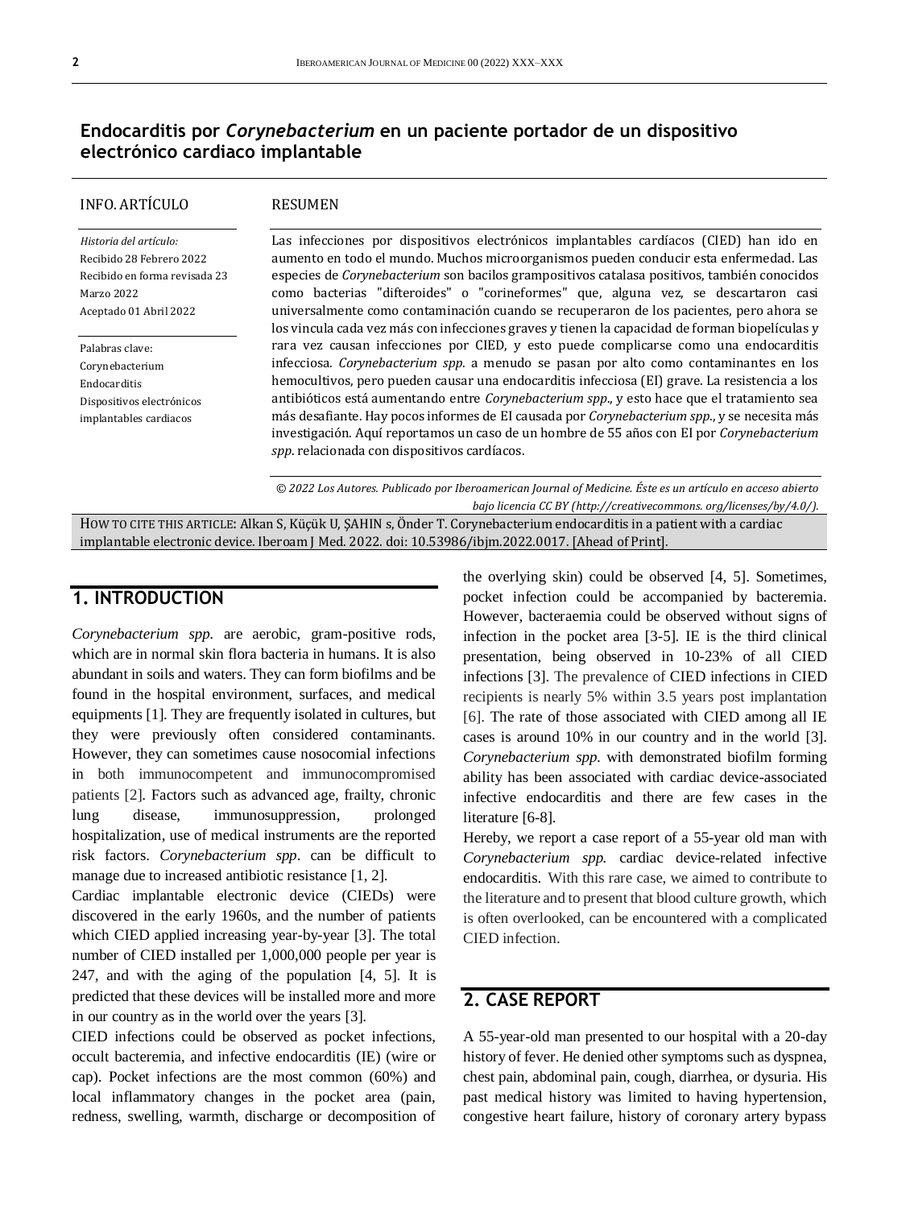## Endocarditis por *Corynebacterium* en un paciente portador de un dispositivo electrónico cardiaco implantable

INFO. ARTÍCULO

*Historia del artículo:*
Recibido 28 Febrero 2022
Recibido en forma revisada 23 Marzo 2022
Aceptado 01 Abril 2022

Palabras clave:
Corynebacterium
Endocarditis
Dispositivos electrónicos implantables cardiacos

RESUMEN

Las infecciones por dispositivos electrónicos implantables cardíacos (CIED) han ido en aumento en todo el mundo. Muchos microorganismos pueden conducir esta enfermedad. Las especies de *Corynebacterium* son bacilos grampositivos catalasa positivos, también conocidos como bacterias "difteroides" o "corineformes" que, alguna vez, se descartaron casi universalmente como contaminación cuando se recuperaron de los pacientes, pero ahora se los vincula cada vez más con infecciones graves y tienen la capacidad de forman biopelículas y rara vez causan infecciones por CIED, y esto puede complicarse como una endocarditis infecciosa. *Corynebacterium spp.* a menudo se pasan por alto como contaminantes en los hemocultivos, pero pueden causar una endocarditis infecciosa (EI) grave. La resistencia a los antibióticos está aumentando entre *Corynebacterium spp.*, y esto hace que el tratamiento sea más desafiante. Hay pocos informes de EI causada por *Corynebacterium spp.*, y se necesita más investigación. Aquí reportamos un caso de un hombre de 55 años con EI por *Corynebacterium spp.* relacionada con dispositivos cardíacos.

*© 2022 Los Autores. Publicado por Iberoamerican Journal of Medicine. Éste es un artículo en acceso abierto bajo licencia CC BY (http://creativecommons. org/licenses/by/4.0/).*

HOW TO CITE THIS ARTICLE: Alkan S, Küçük U, ŞAHIN s, Önder T. Corynebacterium endocarditis in a patient with a cardiac implantable electronic device. Iberoam J Med. 2022. doi: 10.53986/ibjm.2022.0017. [Ahead of Print].

## 1. INTRODUCTION

*Corynebacterium spp*. are aerobic, gram-positive rods, which are in normal skin flora bacteria in humans. It is also abundant in soils and waters. They can form biofilms and be found in the hospital environment, surfaces, and medical equipments [1]. They are frequently isolated in cultures, but they were previously often considered contaminants. However, they can sometimes cause nosocomial infections in both immunocompetent and immunocompromised patients [2]. Factors such as advanced age, frailty, chronic lung disease, immunosuppression, prolonged hospitalization, use of medical instruments are the reported risk factors. *Corynebacterium spp*. can be difficult to manage due to increased antibiotic resistance [1, 2].

Cardiac implantable electronic device (CIEDs) were discovered in the early 1960s, and the number of patients which CIED applied increasing year-by-year [3]. The total number of CIED installed per 1,000,000 people per year is 247, and with the aging of the population [4, 5]. It is predicted that these devices will be installed more and more in our country as in the world over the years [3].

CIED infections could be observed as pocket infections, occult bacteremia, and infective endocarditis (IE) (wire or cap). Pocket infections are the most common (60%) and local inflammatory changes in the pocket area (pain, redness, swelling, warmth, discharge or decomposition of the overlying skin) could be observed [4, 5]. Sometimes, pocket infection could be accompanied by bacteremia. However, bacteraemia could be observed without signs of infection in the pocket area [3-5]. IE is the third clinical presentation, being observed in 10-23% of all CIED infections [3]. The prevalence of CIED infections in CIED recipients is nearly 5% within 3.5 years post implantation [6]. The rate of those associated with CIED among all IE cases is around 10% in our country and in the world [3]. *Corynebacterium spp.* with demonstrated biofilm forming ability has been associated with cardiac device-associated infective endocarditis and there are few cases in the literature [6-8].

Hereby, we report a case report of a 55-year old man with *Corynebacterium spp.* cardiac device-related infective endocarditis. With this rare case, we aimed to contribute to the literature and to present that blood culture growth, which is often overlooked, can be encountered with a complicated CIED infection.

## 2. CASE REPORT

A 55-year-old man presented to our hospital with a 20-day history of fever. He denied other symptoms such as dyspnea, chest pain, abdominal pain, cough, diarrhea, or dysuria. His past medical history was limited to having hypertension, congestive heart failure, history of coronary artery bypass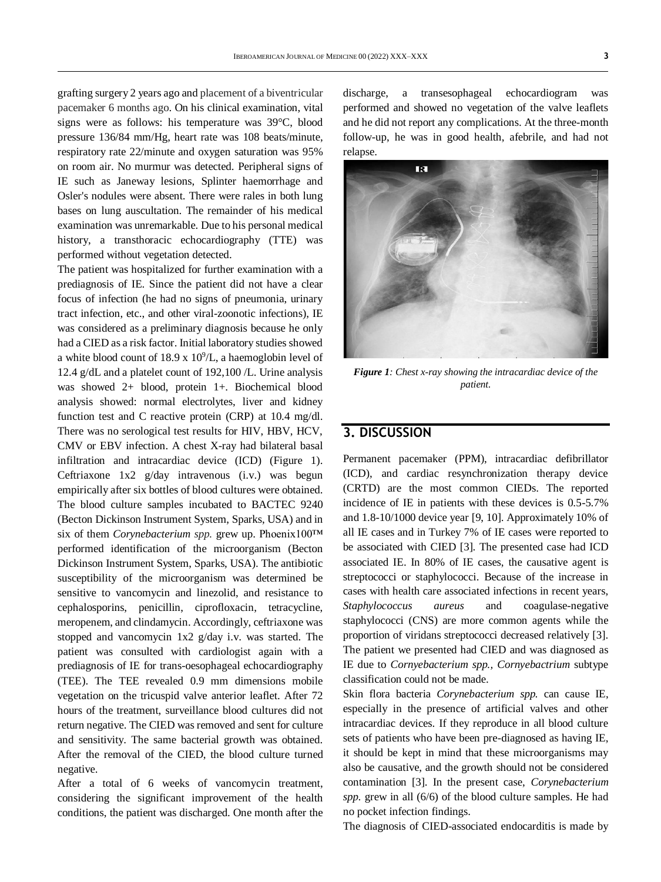grafting surgery 2 years ago and placement of a biventricular pacemaker 6 months ago. On his clinical examination, vital signs were as follows: his temperature was 39°C, blood pressure 136/84 mm/Hg, heart rate was 108 beats/minute, respiratory rate 22/minute and oxygen saturation was 95% on room air. No murmur was detected. Peripheral signs of IE such as Janeway lesions, Splinter haemorrhage and Osler's nodules were absent. There were rales in both lung bases on lung auscultation. The remainder of his medical examination was unremarkable. Due to his personal medical history, a transthoracic echocardiography (TTE) was performed without vegetation detected.

The patient was hospitalized for further examination with a prediagnosis of IE. Since the patient did not have a clear focus of infection (he had no signs of pneumonia, urinary tract infection, etc., and other viral-zoonotic infections), IE was considered as a preliminary diagnosis because he only had a CIED as a risk factor. Initial laboratory studies showed a white blood count of 18.9 x $10^9$/L, a haemoglobin level of 12.4 g/dL and a platelet count of 192,100 /L. Urine analysis was showed 2+ blood, protein 1+. Biochemical blood analysis showed: normal electrolytes, liver and kidney function test and C reactive protein (CRP) at 10.4 mg/dl. There was no serological test results for HIV, HBV, HCV, CMV or EBV infection. A chest X-ray had bilateral basal infiltration and intracardiac device (ICD) (Figure 1). Ceftriaxone 1x2 g/day intravenous (i.v.) was begun empirically after six bottles of blood cultures were obtained. The blood culture samples incubated to BACTEC 9240 (Becton Dickinson Instrument System, Sparks, USA) and in six of them *Corynebacterium spp.* grew up. Phoenix100™ performed identification of the microorganism (Becton Dickinson Instrument System, Sparks, USA). The antibiotic susceptibility of the microorganism was determined be sensitive to vancomycin and linezolid, and resistance to cephalosporins, penicillin, ciprofloxacin, tetracycline, meropenem, and clindamycin. Accordingly, ceftriaxone was stopped and vancomycin 1x2 g/day i.v. was started. The patient was consulted with cardiologist again with a prediagnosis of IE for trans-oesophageal echocardiography (TEE). The TEE revealed 0.9 mm dimensions mobile vegetation on the tricuspid valve anterior leaflet. After 72 hours of the treatment, surveillance blood cultures did not return negative. The CIED was removed and sent for culture and sensitivity. The same bacterial growth was obtained. After the removal of the CIED, the blood culture turned negative.

After a total of 6 weeks of vancomycin treatment, considering the significant improvement of the health conditions, the patient was discharged. One month after the discharge, a transesophageal echocardiogram was performed and showed no vegetation of the valve leaflets and he did not report any complications. At the three-month follow-up, he was in good health, afebrile, and had not relapse.

***Figure 1**: Chest x-ray showing the intracardiac device of the patient.*

## 3. DISCUSSION

Permanent pacemaker (PPM), intracardiac defibrillator (ICD), and cardiac resynchronization therapy device (CRTD) are the most common CIEDs. The reported incidence of IE in patients with these devices is 0.5-5.7% and 1.8-10/1000 device year [9, 10]. Approximately 10% of all IE cases and in Turkey 7% of IE cases were reported to be associated with CIED [3]. The presented case had ICD associated IE. In 80% of IE cases, the causative agent is streptococci or staphylococci. Because of the increase in cases with health care associated infections in recent years, *Staphylococcus aureus* and coagulase-negative staphylococci (CNS) are more common agents while the proportion of viridans streptococci decreased relatively [3]. The patient we presented had CIED and was diagnosed as IE due to *Cornyebacterium spp.*, *Cornyebactrium* subtype classification could not be made.

Skin flora bacteria *Corynebacterium spp.* can cause IE, especially in the presence of artificial valves and other intracardiac devices. If they reproduce in all blood culture sets of patients who have been pre-diagnosed as having IE, it should be kept in mind that these microorganisms may also be causative, and the growth should not be considered contamination [3]. In the present case, *Corynebacterium spp.* grew in all (6/6) of the blood culture samples. He had no pocket infection findings.

The diagnosis of CIED-associated endocarditis is made by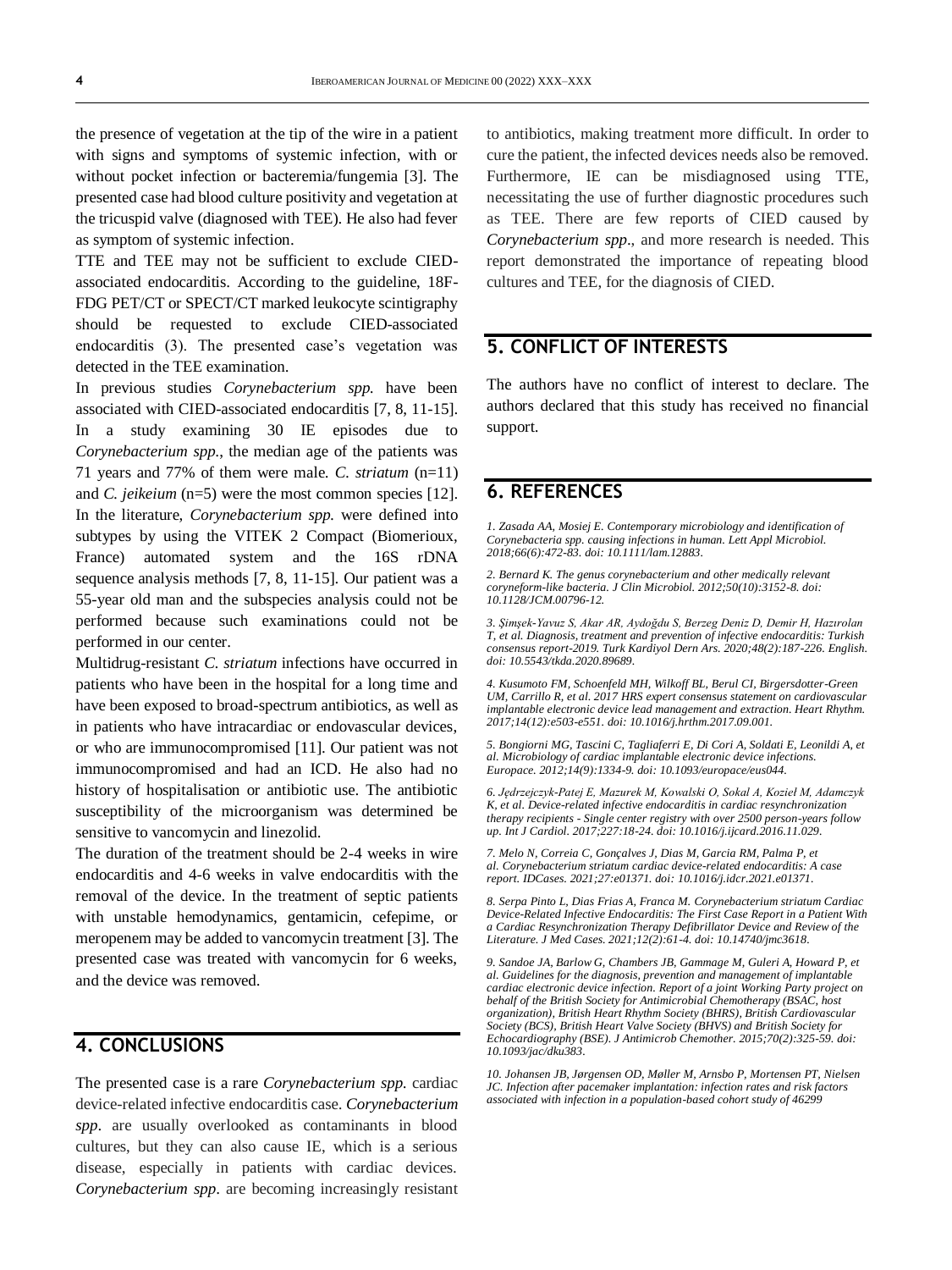the presence of vegetation at the tip of the wire in a patient with signs and symptoms of systemic infection, with or without pocket infection or bacteremia/fungemia [3]. The presented case had blood culture positivity and vegetation at the tricuspid valve (diagnosed with TEE). He also had fever as symptom of systemic infection.

TTE and TEE may not be sufficient to exclude CIED-associated endocarditis. According to the guideline, 18F-FDG PET/CT or SPECT/CT marked leukocyte scintigraphy should be requested to exclude CIED-associated endocarditis (3). The presented case's vegetation was detected in the TEE examination.

In previous studies *Corynebacterium spp.* have been associated with CIED-associated endocarditis [7, 8, 11-15]. In a study examining 30 IE episodes due to *Corynebacterium spp.*, the median age of the patients was 71 years and 77% of them were male. *C. striatum* (n=11) and *C. jeikeium* (n=5) were the most common species [12]. In the literature, *Corynebacterium spp.* were defined into subtypes by using the VITEK 2 Compact (Biomerioux, France) automated system and the 16S rDNA sequence analysis methods [7, 8, 11-15]. Our patient was a 55-year old man and the subspecies analysis could not be performed because such examinations could not be performed in our center.

Multidrug-resistant *C. striatum* infections have occurred in patients who have been in the hospital for a long time and have been exposed to broad-spectrum antibiotics, as well as in patients who have intracardiac or endovascular devices, or who are immunocompromised [11]. Our patient was not immunocompromised and had an ICD. He also had no history of hospitalisation or antibiotic use. The antibiotic susceptibility of the microorganism was determined be sensitive to vancomycin and linezolid.

The duration of the treatment should be 2-4 weeks in wire endocarditis and 4-6 weeks in valve endocarditis with the removal of the device. In the treatment of septic patients with unstable hemodynamics, gentamicin, cefepime, or meropenem may be added to vancomycin treatment [3]. The presented case was treated with vancomycin for 6 weeks, and the device was removed.

## 4. CONCLUSIONS

The presented case is a rare *Corynebacterium spp.* cardiac device-related infective endocarditis case. *Corynebacterium spp.* are usually overlooked as contaminants in blood cultures, but they can also cause IE, which is a serious disease, especially in patients with cardiac devices. *Corynebacterium spp.* are becoming increasingly resistant to antibiotics, making treatment more difficult. In order to cure the patient, the infected devices needs also be removed. Furthermore, IE can be misdiagnosed using TTE, necessitating the use of further diagnostic procedures such as TEE. There are few reports of CIED caused by *Corynebacterium spp*., and more research is needed. This report demonstrated the importance of repeating blood cultures and TEE, for the diagnosis of CIED.

## 5. CONFLICT OF INTERESTS

The authors have no conflict of interest to declare. The authors declared that this study has received no financial support.

## 6. REFERENCES

*1. Zasada AA, Mosiej E. Contemporary microbiology and identification of Corynebacteria spp. causing infections in human. Lett Appl Microbiol. 2018;66(6):472-83. doi: 10.1111/lam.12883.*

*2. Bernard K. The genus corynebacterium and other medically relevant coryneform-like bacteria. J Clin Microbiol. 2012;50(10):3152-8. doi: 10.1128/JCM.00796-12.*

*3. Şimşek-Yavuz S, Akar AR, Aydoğdu S, Berzeg Deniz D, Demir H, Hazırolan T, et al. Diagnosis, treatment and prevention of infective endocarditis: Turkish consensus report-2019. Turk Kardiyol Dern Ars. 2020;48(2):187-226. English. doi: 10.5543/tkda.2020.89689.*

*4. Kusumoto FM, Schoenfeld MH, Wilkoff BL, Berul CI, Birgersdotter-Green UM, Carrillo R, et al. 2017 HRS expert consensus statement on cardiovascular implantable electronic device lead management and extraction. Heart Rhythm. 2017;14(12):e503-e551. doi: 10.1016/j.hrthm.2017.09.001.*

*5. Bongiorni MG, Tascini C, Tagliaferri E, Di Cori A, Soldati E, Leonildi A, et al. Microbiology of cardiac implantable electronic device infections. Europace. 2012;14(9):1334-9. doi: 10.1093/europace/eus044.*

*6. Jędrzejczyk-Patej E, Mazurek M, Kowalski O, Sokal A, Kozieł M, Adamczyk K, et al. Device-related infective endocarditis in cardiac resynchronization therapy recipients - Single center registry with over 2500 person-years follow up. Int J Cardiol. 2017;227:18-24. doi: 10.1016/j.ijcard.2016.11.029.*

*7. Melo N, Correia C, Gonçalves J, Dias M, Garcia RM, Palma P, et al. Corynebacterium striatum cardiac device-related endocarditis: A case report. IDCases. 2021;27:e01371. doi: 10.1016/j.idcr.2021.e01371.*

*8. Serpa Pinto L, Dias Frias A, Franca M. Corynebacterium striatum Cardiac Device-Related Infective Endocarditis: The First Case Report in a Patient With a Cardiac Resynchronization Therapy Defibrillator Device and Review of the Literature. J Med Cases. 2021;12(2):61-4. doi: 10.14740/jmc3618.*

*9. Sandoe JA, Barlow G, Chambers JB, Gammage M, Guleri A, Howard P, et al. Guidelines for the diagnosis, prevention and management of implantable cardiac electronic device infection. Report of a joint Working Party project on behalf of the British Society for Antimicrobial Chemotherapy (BSAC, host organization), British Heart Rhythm Society (BHRS), British Cardiovascular Society (BCS), British Heart Valve Society (BHVS) and British Society for Echocardiography (BSE). J Antimicrob Chemother. 2015;70(2):325-59. doi: 10.1093/jac/dku383.*

*10. Johansen JB, Jørgensen OD, Møller M, Arnsbo P, Mortensen PT, Nielsen JC. Infection after pacemaker implantation: infection rates and risk factors associated with infection in a population-based cohort study of 46299*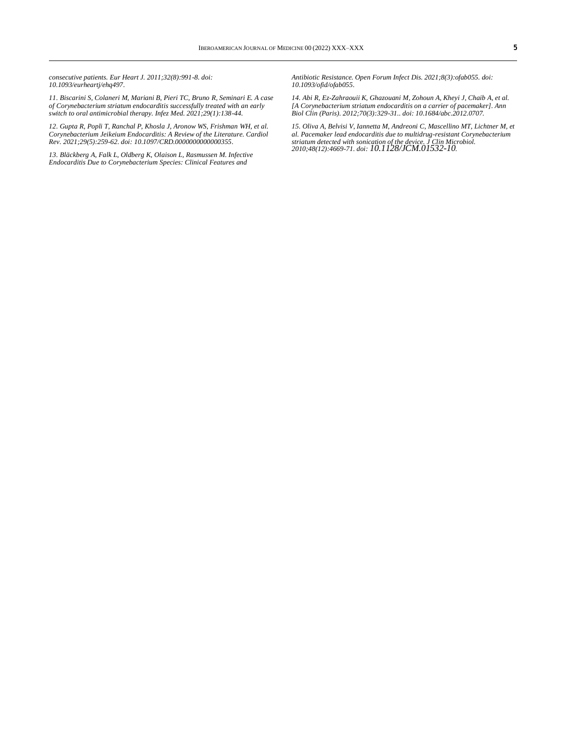*consecutive patients. Eur Heart J. 2011;32(8):991-8. doi: 10.1093/eurheartj/ehq497.*

*11. Biscarini S, Colaneri M, Mariani B, Pieri TC, Bruno R, Seminari E. A case of Corynebacterium striatum endocarditis successfully treated with an early switch to oral antimicrobial therapy. Infez Med. 2021;29(1):138-44.*

*12. Gupta R, Popli T, Ranchal P, Khosla J, Aronow WS, Frishman WH, et al. Corynebacterium Jeikeium Endocarditis: A Review of the Literature. Cardiol Rev. 2021;29(5):259-62. doi: 10.1097/CRD.0000000000000355.*

*13. Bläckberg A, Falk L, Oldberg K, Olaison L, Rasmussen M. Infective Endocarditis Due to Corynebacterium Species: Clinical Features and Antibiotic Resistance. Open Forum Infect Dis. 2021;8(3):ofab055. doi: 10.1093/ofid/ofab055.*

*14. Abi R, Ez-Zahraouii K, Ghazouani M, Zohoun A, Kheyi J, Chaib A, et al. [A Corynebacterium striatum endocarditis on a carrier of pacemaker]. Ann Biol Clin (Paris). 2012;70(3):329-31.. doi: 10.1684/abc.2012.0707.*

*15. Oliva A, Belvisi V, Iannetta M, Andreoni C, Mascellino MT, Lichtner M, et al. Pacemaker lead endocarditis due to multidrug-resistant Corynebacterium striatum detected with sonication of the device. J Clin Microbiol. 2010;48(12):4669-71. doi: 10.1128/JCM.01532-10.*